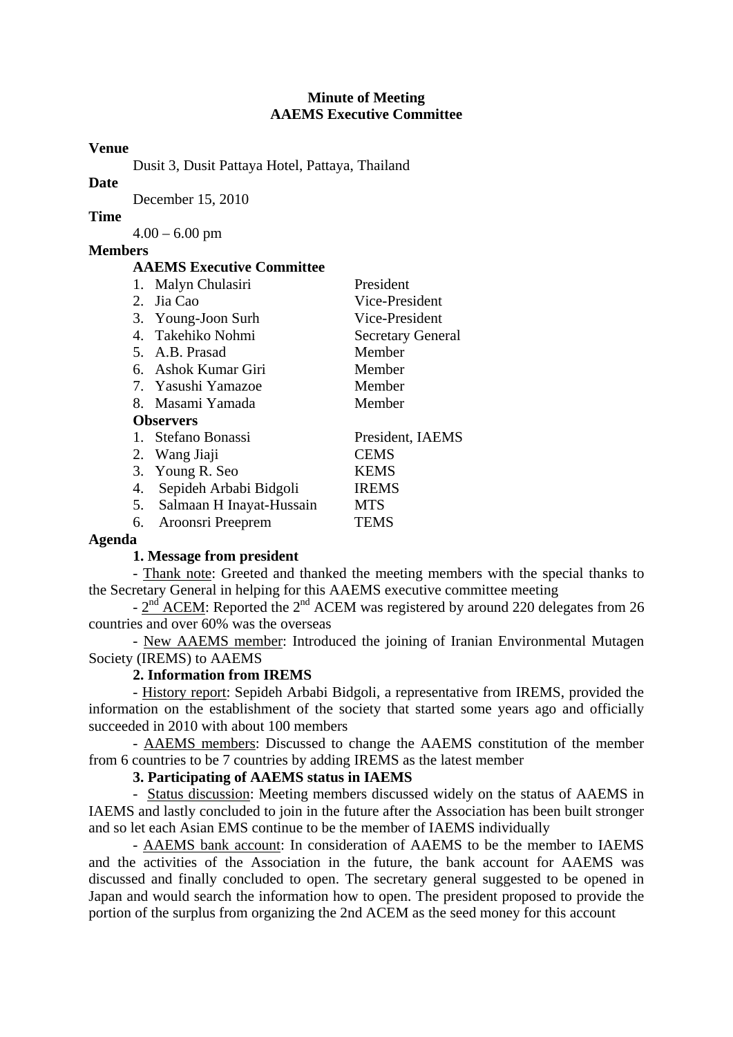**Minute of Meeting**
**AAEMS Executive Committee**

**Venue**

Dusit 3, Dusit Pattaya Hotel, Pattaya, Thailand

**Date**

December 15, 2010

**Time**

4.00 – 6.00 pm

**Members**

**AAEMS Executive Committee**

1. Malyn Chulasiri — President
2. Jia Cao — Vice-President
3. Young-Joon Surh — Vice-President
4. Takehiko Nohmi — Secretary General
5. A.B. Prasad — Member
6. Ashok Kumar Giri — Member
7. Yasushi Yamazoe — Member
8. Masami Yamada — Member

**Observers**

1. Stefano Bonassi — President, IAEMS
2. Wang Jiaji — CEMS
3. Young R. Seo — KEMS
4. Sepideh Arbabi Bidgoli — IREMS
5. Salmaan H Inayat-Hussain — MTS
6. Aroonsri Preeprem — TEMS

**Agenda**

**1. Message from president**

- Thank note: Greeted and thanked the meeting members with the special thanks to the Secretary General in helping for this AAEMS executive committee meeting

- 2nd ACEM: Reported the 2nd ACEM was registered by around 220 delegates from 26 countries and over 60% was the overseas

- New AAEMS member: Introduced the joining of Iranian Environmental Mutagen Society (IREMS) to AAEMS

**2. Information from IREMS**

- History report: Sepideh Arbabi Bidgoli, a representative from IREMS, provided the information on the establishment of the society that started some years ago and officially succeeded in 2010 with about 100 members

- AAEMS members: Discussed to change the AAEMS constitution of the member from 6 countries to be 7 countries by adding IREMS as the latest member

**3. Participating of AAEMS status in IAEMS**

- Status discussion: Meeting members discussed widely on the status of AAEMS in IAEMS and lastly concluded to join in the future after the Association has been built stronger and so let each Asian EMS continue to be the member of IAEMS individually

- AAEMS bank account: In consideration of AAEMS to be the member to IAEMS and the activities of the Association in the future, the bank account for AAEMS was discussed and finally concluded to open. The secretary general suggested to be opened in Japan and would search the information how to open. The president proposed to provide the portion of the surplus from organizing the 2nd ACEM as the seed money for this account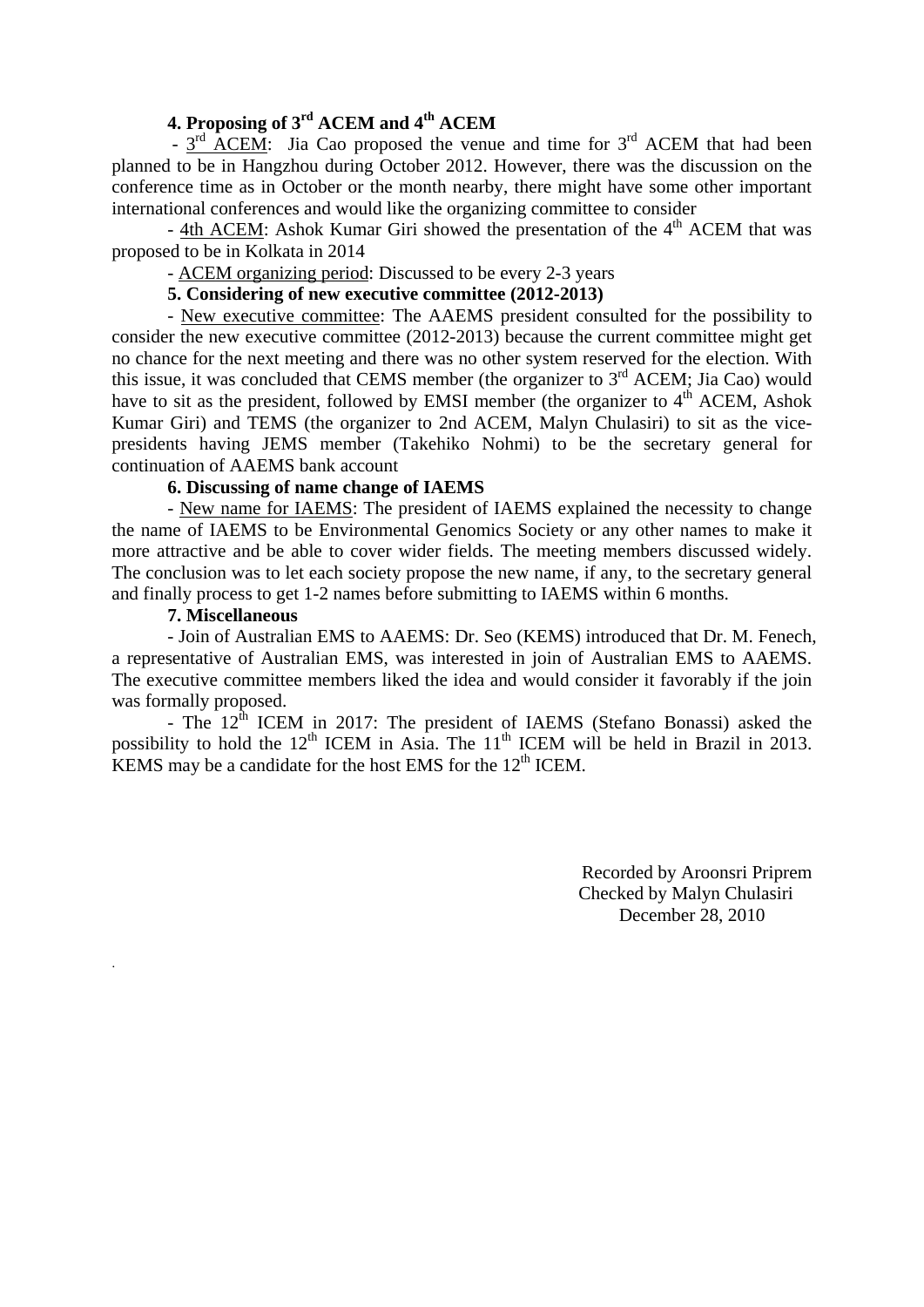**4. Proposing of 3rd ACEM and 4th ACEM**

- 3rd ACEM: Jia Cao proposed the venue and time for 3rd ACEM that had been planned to be in Hangzhou during October 2012. However, there was the discussion on the conference time as in October or the month nearby, there might have some other important international conferences and would like the organizing committee to consider

- 4th ACEM: Ashok Kumar Giri showed the presentation of the 4th ACEM that was proposed to be in Kolkata in 2014

- ACEM organizing period: Discussed to be every 2-3 years

**5. Considering of new executive committee (2012-2013)**

- New executive committee: The AAEMS president consulted for the possibility to consider the new executive committee (2012-2013) because the current committee might get no chance for the next meeting and there was no other system reserved for the election. With this issue, it was concluded that CEMS member (the organizer to 3rd ACEM; Jia Cao) would have to sit as the president, followed by EMSI member (the organizer to 4th ACEM, Ashok Kumar Giri) and TEMS (the organizer to 2nd ACEM, Malyn Chulasiri) to sit as the vice-presidents having JEMS member (Takehiko Nohmi) to be the secretary general for continuation of AAEMS bank account

**6. Discussing of name change of IAEMS**

- New name for IAEMS: The president of IAEMS explained the necessity to change the name of IAEMS to be Environmental Genomics Society or any other names to make it more attractive and be able to cover wider fields. The meeting members discussed widely. The conclusion was to let each society propose the new name, if any, to the secretary general and finally process to get 1-2 names before submitting to IAEMS within 6 months.

**7. Miscellaneous**

- Join of Australian EMS to AAEMS: Dr. Seo (KEMS) introduced that Dr. M. Fenech, a representative of Australian EMS, was interested in join of Australian EMS to AAEMS. The executive committee members liked the idea and would consider it favorably if the join was formally proposed.

- The 12th ICEM in 2017: The president of IAEMS (Stefano Bonassi) asked the possibility to hold the 12th ICEM in Asia. The 11th ICEM will be held in Brazil in 2013. KEMS may be a candidate for the host EMS for the 12th ICEM.

Recorded by Aroonsri Priprem
Checked by Malyn Chulasiri
December 28, 2010